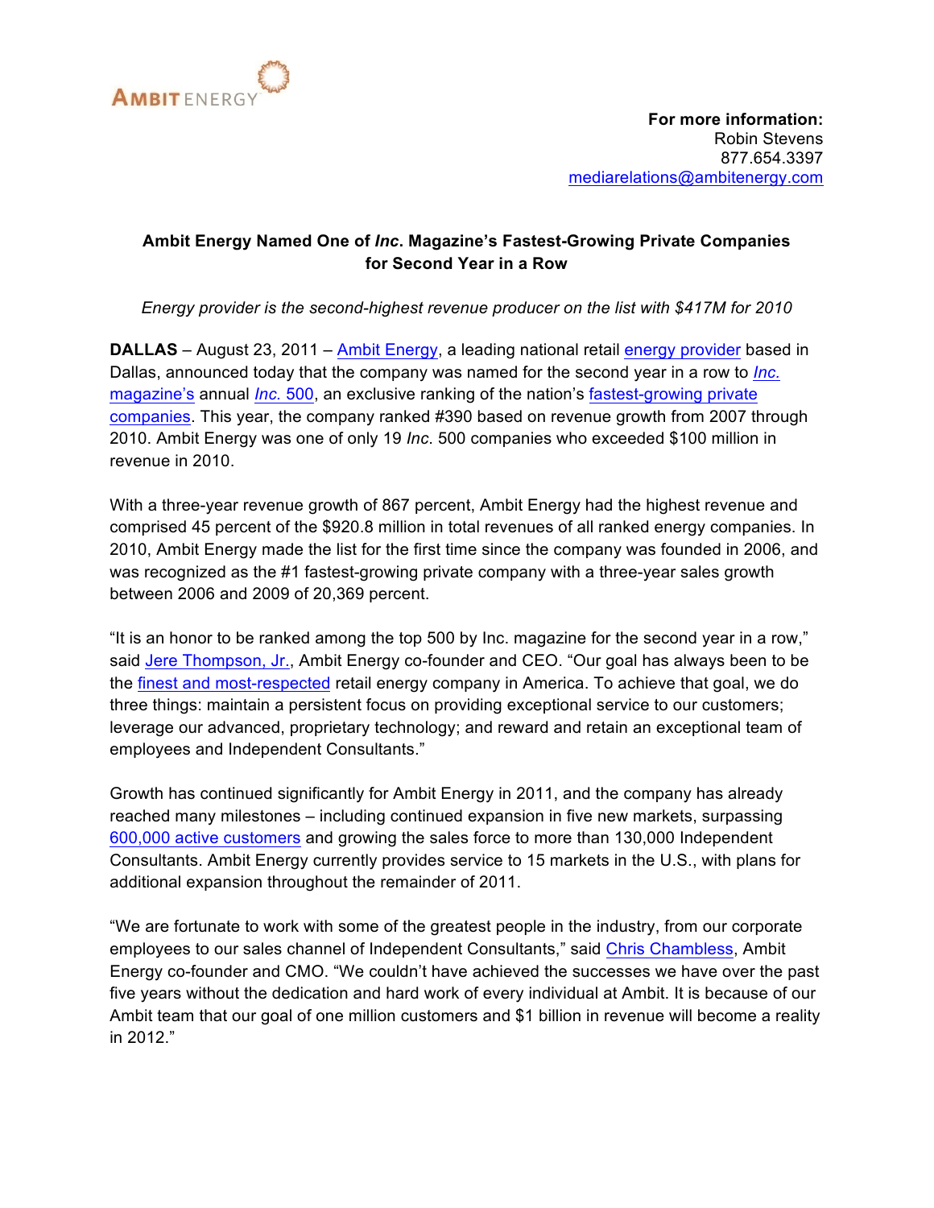AMBIT ENERGY

**For more information:**
Robin Stevens
877.654.3397
mediarelations@ambitenergy.com

## Ambit Energy Named One of *Inc*. Magazine's Fastest-Growing Private Companies for Second Year in a Row

*Energy provider is the second-highest revenue producer on the list with $417M for 2010*

**DALLAS** – August 23, 2011 – Ambit Energy, a leading national retail energy provider based in Dallas, announced today that the company was named for the second year in a row to *Inc.* magazine's annual *Inc.* 500, an exclusive ranking of the nation's fastest-growing private companies. This year, the company ranked #390 based on revenue growth from 2007 through 2010. Ambit Energy was one of only 19 *Inc*. 500 companies who exceeded $100 million in revenue in 2010.

With a three-year revenue growth of 867 percent, Ambit Energy had the highest revenue and comprised 45 percent of the $920.8 million in total revenues of all ranked energy companies. In 2010, Ambit Energy made the list for the first time since the company was founded in 2006, and was recognized as the #1 fastest-growing private company with a three-year sales growth between 2006 and 2009 of 20,369 percent.

"It is an honor to be ranked among the top 500 by Inc. magazine for the second year in a row," said Jere Thompson, Jr., Ambit Energy co-founder and CEO. "Our goal has always been to be the finest and most-respected retail energy company in America. To achieve that goal, we do three things: maintain a persistent focus on providing exceptional service to our customers; leverage our advanced, proprietary technology; and reward and retain an exceptional team of employees and Independent Consultants."

Growth has continued significantly for Ambit Energy in 2011, and the company has already reached many milestones – including continued expansion in five new markets, surpassing 600,000 active customers and growing the sales force to more than 130,000 Independent Consultants. Ambit Energy currently provides service to 15 markets in the U.S., with plans for additional expansion throughout the remainder of 2011.

"We are fortunate to work with some of the greatest people in the industry, from our corporate employees to our sales channel of Independent Consultants," said Chris Chambless, Ambit Energy co-founder and CMO. "We couldn't have achieved the successes we have over the past five years without the dedication and hard work of every individual at Ambit. It is because of our Ambit team that our goal of one million customers and $1 billion in revenue will become a reality in 2012."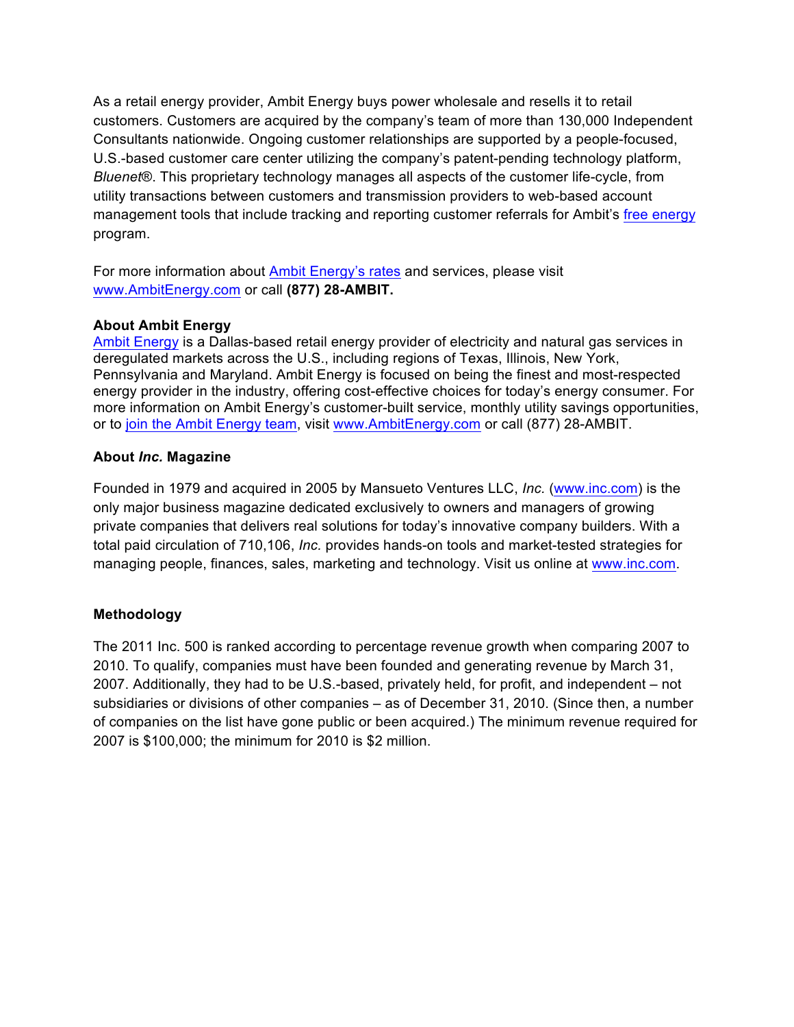As a retail energy provider, Ambit Energy buys power wholesale and resells it to retail customers. Customers are acquired by the company's team of more than 130,000 Independent Consultants nationwide. Ongoing customer relationships are supported by a people-focused, U.S.-based customer care center utilizing the company's patent-pending technology platform, *Bluenet®*. This proprietary technology manages all aspects of the customer life-cycle, from utility transactions between customers and transmission providers to web-based account management tools that include tracking and reporting customer referrals for Ambit's free energy program.

For more information about Ambit Energy's rates and services, please visit www.AmbitEnergy.com or call **(877) 28-AMBIT.**

**About Ambit Energy**

Ambit Energy is a Dallas-based retail energy provider of electricity and natural gas services in deregulated markets across the U.S., including regions of Texas, Illinois, New York, Pennsylvania and Maryland. Ambit Energy is focused on being the finest and most-respected energy provider in the industry, offering cost-effective choices for today's energy consumer. For more information on Ambit Energy's customer-built service, monthly utility savings opportunities, or to join the Ambit Energy team, visit www.AmbitEnergy.com or call (877) 28-AMBIT.

**About *Inc.* Magazine**

Founded in 1979 and acquired in 2005 by Mansueto Ventures LLC, *Inc.* (www.inc.com) is the only major business magazine dedicated exclusively to owners and managers of growing private companies that delivers real solutions for today's innovative company builders. With a total paid circulation of 710,106, *Inc.* provides hands-on tools and market-tested strategies for managing people, finances, sales, marketing and technology. Visit us online at www.inc.com.

**Methodology**

The 2011 Inc. 500 is ranked according to percentage revenue growth when comparing 2007 to 2010. To qualify, companies must have been founded and generating revenue by March 31, 2007. Additionally, they had to be U.S.-based, privately held, for profit, and independent – not subsidiaries or divisions of other companies – as of December 31, 2010. (Since then, a number of companies on the list have gone public or been acquired.) The minimum revenue required for 2007 is $100,000; the minimum for 2010 is $2 million.